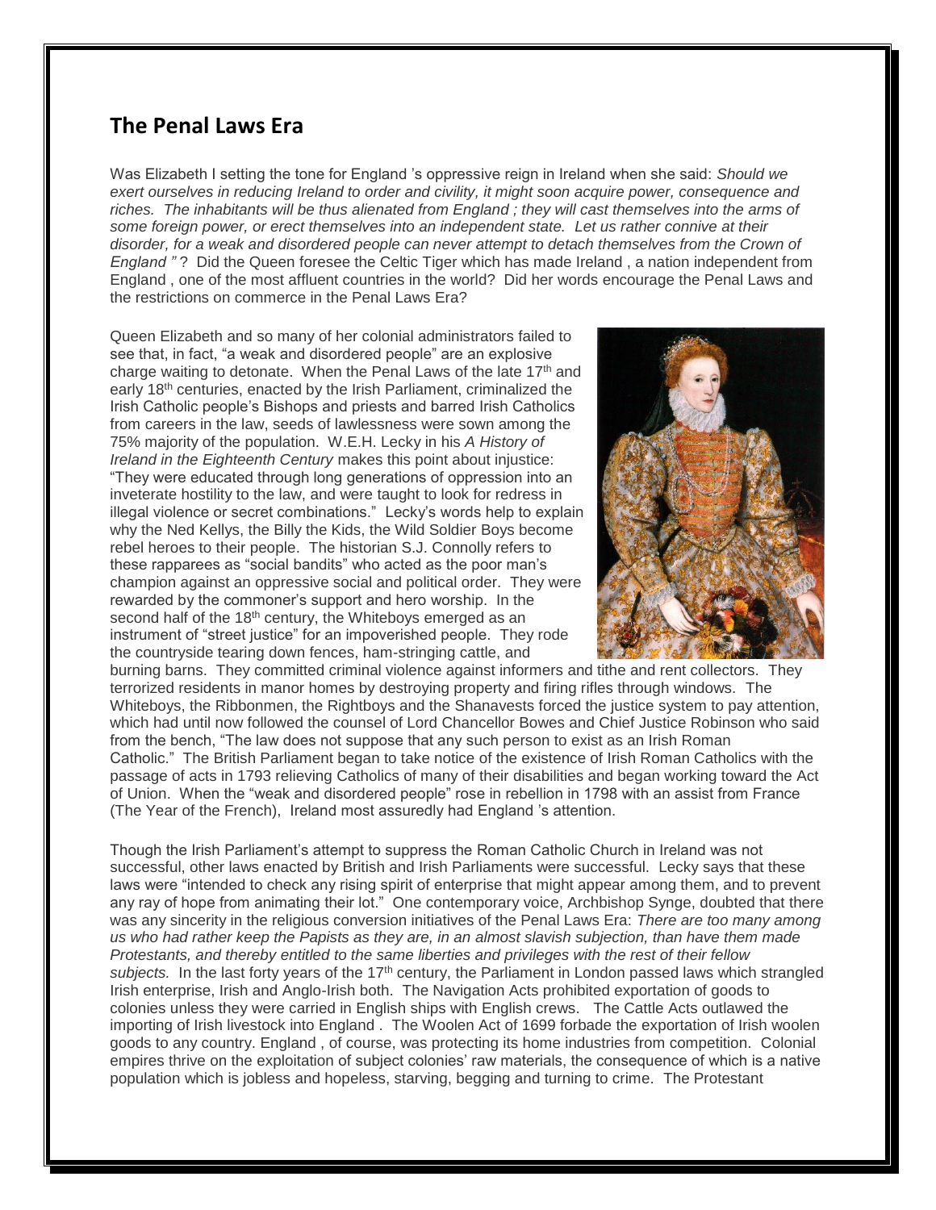## The Penal Laws Era

Was Elizabeth I setting the tone for England 's oppressive reign in Ireland when she said: *Should we exert ourselves in reducing Ireland to order and civility, it might soon acquire power, consequence and riches. The inhabitants will be thus alienated from England ; they will cast themselves into the arms of some foreign power, or erect themselves into an independent state. Let us rather connive at their disorder, for a weak and disordered people can never attempt to detach themselves from the Crown of England "* ? Did the Queen foresee the Celtic Tiger which has made Ireland , a nation independent from England , one of the most affluent countries in the world? Did her words encourage the Penal Laws and the restrictions on commerce in the Penal Laws Era?

Queen Elizabeth and so many of her colonial administrators failed to see that, in fact, "a weak and disordered people" are an explosive charge waiting to detonate. When the Penal Laws of the late 17th and early 18th centuries, enacted by the Irish Parliament, criminalized the Irish Catholic people's Bishops and priests and barred Irish Catholics from careers in the law, seeds of lawlessness were sown among the 75% majority of the population. W.E.H. Lecky in his *A History of Ireland in the Eighteenth Century* makes this point about injustice: "They were educated through long generations of oppression into an inveterate hostility to the law, and were taught to look for redress in illegal violence or secret combinations." Lecky's words help to explain why the Ned Kellys, the Billy the Kids, the Wild Soldier Boys become rebel heroes to their people. The historian S.J. Connolly refers to these rapparees as "social bandits" who acted as the poor man's champion against an oppressive social and political order. They were rewarded by the commoner's support and hero worship. In the second half of the 18th century, the Whiteboys emerged as an instrument of "street justice" for an impoverished people. They rode the countryside tearing down fences, ham-stringing cattle, and burning barns. They committed criminal violence against informers and tithe and rent collectors. They terrorized residents in manor homes by destroying property and firing rifles through windows. The Whiteboys, the Ribbonmen, the Rightboys and the Shanavests forced the justice system to pay attention, which had until now followed the counsel of Lord Chancellor Bowes and Chief Justice Robinson who said from the bench, "The law does not suppose that any such person to exist as an Irish Roman Catholic." The British Parliament began to take notice of the existence of Irish Roman Catholics with the passage of acts in 1793 relieving Catholics of many of their disabilities and began working toward the Act of Union. When the "weak and disordered people" rose in rebellion in 1798 with an assist from France (The Year of the French), Ireland most assuredly had England 's attention.

Though the Irish Parliament's attempt to suppress the Roman Catholic Church in Ireland was not successful, other laws enacted by British and Irish Parliaments were successful. Lecky says that these laws were "intended to check any rising spirit of enterprise that might appear among them, and to prevent any ray of hope from animating their lot." One contemporary voice, Archbishop Synge, doubted that there was any sincerity in the religious conversion initiatives of the Penal Laws Era: *There are too many among us who had rather keep the Papists as they are, in an almost slavish subjection, than have them made Protestants, and thereby entitled to the same liberties and privileges with the rest of their fellow subjects.* In the last forty years of the 17th century, the Parliament in London passed laws which strangled Irish enterprise, Irish and Anglo-Irish both. The Navigation Acts prohibited exportation of goods to colonies unless they were carried in English ships with English crews. The Cattle Acts outlawed the importing of Irish livestock into England . The Woolen Act of 1699 forbade the exportation of Irish woolen goods to any country. England , of course, was protecting its home industries from competition. Colonial empires thrive on the exploitation of subject colonies' raw materials, the consequence of which is a native population which is jobless and hopeless, starving, begging and turning to crime. The Protestant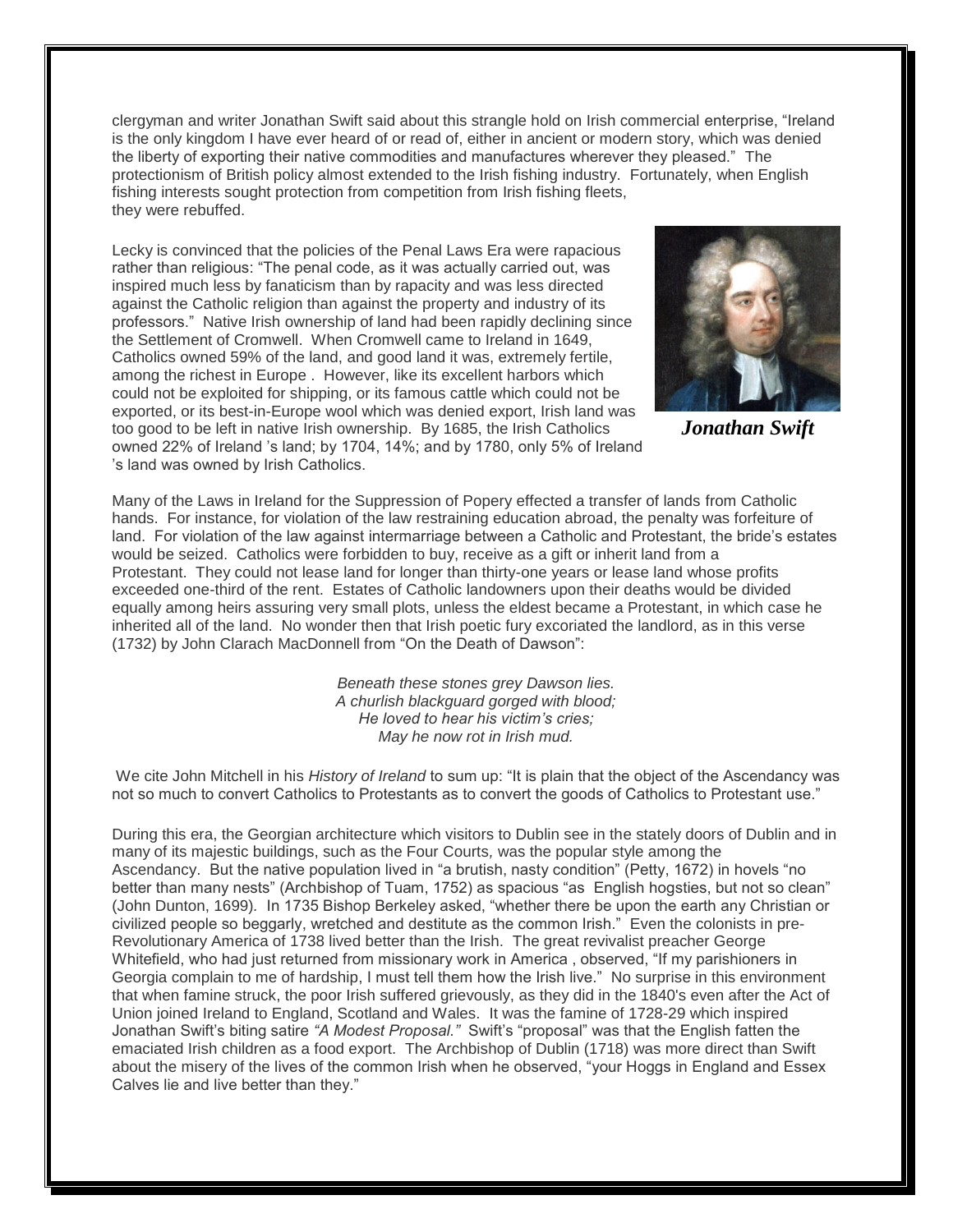clergyman and writer Jonathan Swift said about this strangle hold on Irish commercial enterprise, "Ireland is the only kingdom I have ever heard of or read of, either in ancient or modern story, which was denied the liberty of exporting their native commodities and manufactures wherever they pleased." The protectionism of British policy almost extended to the Irish fishing industry. Fortunately, when English fishing interests sought protection from competition from Irish fishing fleets, they were rebuffed.

Lecky is convinced that the policies of the Penal Laws Era were rapacious rather than religious: "The penal code, as it was actually carried out, was inspired much less by fanaticism than by rapacity and was less directed against the Catholic religion than against the property and industry of its professors." Native Irish ownership of land had been rapidly declining since the Settlement of Cromwell. When Cromwell came to Ireland in 1649, Catholics owned 59% of the land, and good land it was, extremely fertile, among the richest in Europe . However, like its excellent harbors which could not be exploited for shipping, or its famous cattle which could not be exported, or its best-in-Europe wool which was denied export, Irish land was too good to be left in native Irish ownership. By 1685, the Irish Catholics owned 22% of Ireland 's land; by 1704, 14%; and by 1780, only 5% of Ireland 's land was owned by Irish Catholics.

***Jonathan Swift***

Many of the Laws in Ireland for the Suppression of Popery effected a transfer of lands from Catholic hands. For instance, for violation of the law restraining education abroad, the penalty was forfeiture of land. For violation of the law against intermarriage between a Catholic and Protestant, the bride's estates would be seized. Catholics were forbidden to buy, receive as a gift or inherit land from a Protestant. They could not lease land for longer than thirty-one years or lease land whose profits exceeded one-third of the rent. Estates of Catholic landowners upon their deaths would be divided equally among heirs assuring very small plots, unless the eldest became a Protestant, in which case he inherited all of the land. No wonder then that Irish poetic fury excoriated the landlord, as in this verse (1732) by John Clarach MacDonnell from "On the Death of Dawson":

*Beneath these stones grey Dawson lies.*
*A churlish blackguard gorged with blood;*
*He loved to hear his victim's cries;*
*May he now rot in Irish mud.*

We cite John Mitchell in his *History of Ireland* to sum up: "It is plain that the object of the Ascendancy was not so much to convert Catholics to Protestants as to convert the goods of Catholics to Protestant use."

During this era, the Georgian architecture which visitors to Dublin see in the stately doors of Dublin and in many of its majestic buildings, such as the Four Courts, was the popular style among the Ascendancy. But the native population lived in "a brutish, nasty condition" (Petty, 1672) in hovels "no better than many nests" (Archbishop of Tuam, 1752) as spacious "as English hogsties, but not so clean" (John Dunton, 1699). In 1735 Bishop Berkeley asked, "whether there be upon the earth any Christian or civilized people so beggarly, wretched and destitute as the common Irish." Even the colonists in pre-Revolutionary America of 1738 lived better than the Irish. The great revivalist preacher George Whitefield, who had just returned from missionary work in America , observed, "If my parishioners in Georgia complain to me of hardship, I must tell them how the Irish live." No surprise in this environment that when famine struck, the poor Irish suffered grievously, as they did in the 1840's even after the Act of Union joined Ireland to England, Scotland and Wales. It was the famine of 1728-29 which inspired Jonathan Swift's biting satire *"A Modest Proposal."* Swift's "proposal" was that the English fatten the emaciated Irish children as a food export. The Archbishop of Dublin (1718) was more direct than Swift about the misery of the lives of the common Irish when he observed, "your Hoggs in England and Essex Calves lie and live better than they."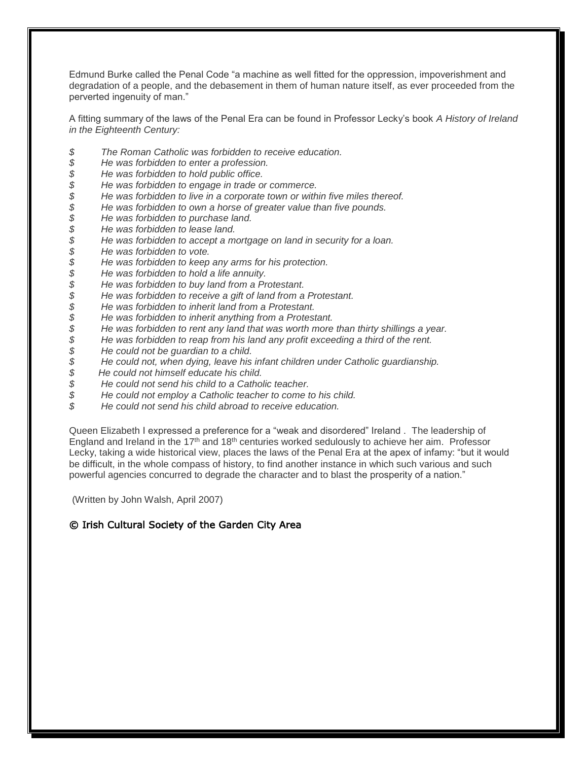Edmund Burke called the Penal Code "a machine as well fitted for the oppression, impoverishment and degradation of a people, and the debasement in them of human nature itself, as ever proceeded from the perverted ingenuity of man."

A fitting summary of the laws of the Penal Era can be found in Professor Lecky's book *A History of Ireland in the Eighteenth Century:*

$ *The Roman Catholic was forbidden to receive education.*
$ *He was forbidden to enter a profession.*
$ *He was forbidden to hold public office.*
$ *He was forbidden to engage in trade or commerce.*
$ *He was forbidden to live in a corporate town or within five miles thereof.*
$ *He was forbidden to own a horse of greater value than five pounds.*
$ *He was forbidden to purchase land.*
$ *He was forbidden to lease land.*
$ *He was forbidden to accept a mortgage on land in security for a loan.*
$ *He was forbidden to vote.*
$ *He was forbidden to keep any arms for his protection.*
$ *He was forbidden to hold a life annuity.*
$ *He was forbidden to buy land from a Protestant.*
$ *He was forbidden to receive a gift of land from a Protestant.*
$ *He was forbidden to inherit land from a Protestant.*
$ *He was forbidden to inherit anything from a Protestant.*
$ *He was forbidden to rent any land that was worth more than thirty shillings a year.*
$ *He was forbidden to reap from his land any profit exceeding a third of the rent.*
$ *He could not be guardian to a child.*
$ *He could not, when dying, leave his infant children under Catholic guardianship.*
$ *He could not himself educate his child.*
$ *He could not send his child to a Catholic teacher.*
$ *He could not employ a Catholic teacher to come to his child.*
$ *He could not send his child abroad to receive education.*

Queen Elizabeth I expressed a preference for a "weak and disordered" Ireland . The leadership of England and Ireland in the 17th and 18th centuries worked sedulously to achieve her aim. Professor Lecky, taking a wide historical view, places the laws of the Penal Era at the apex of infamy: "but it would be difficult, in the whole compass of history, to find another instance in which such various and such powerful agencies concurred to degrade the character and to blast the prosperity of a nation."

(Written by John Walsh, April 2007)

© Irish Cultural Society of the Garden City Area